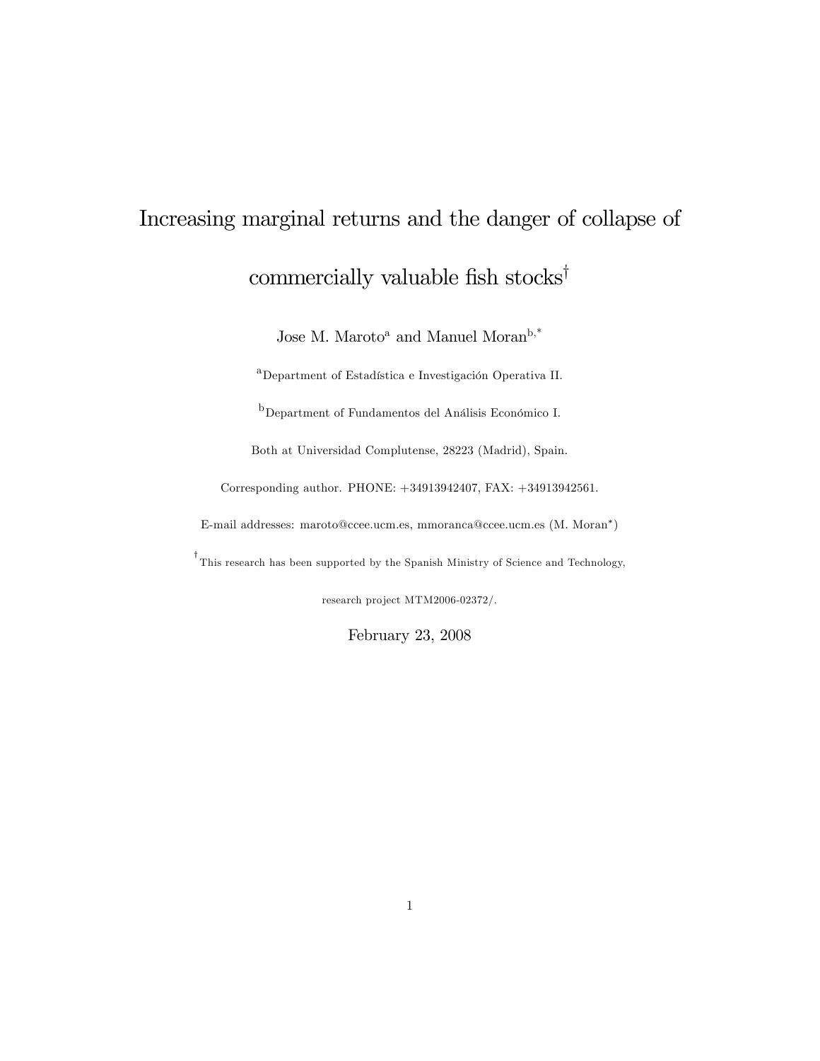# Increasing marginal returns and the danger of collapse of commercially valuable fish stocks[†]

Jose M. Maroto[a] and Manuel Moran[b,*]

[a]Department of Estadística e Investigación Operativa II.

[b]Department of Fundamentos del Análisis Económico I.

Both at Universidad Complutense, 28223 (Madrid), Spain.

Corresponding author. PHONE: +34913942407, FAX: +34913942561.

E-mail addresses: maroto@ccee.ucm.es, mmoranca@ccee.ucm.es (M. Moran*)

[†]This research has been supported by the Spanish Ministry of Science and Technology, research project MTM2006-02372/.

February 23, 2008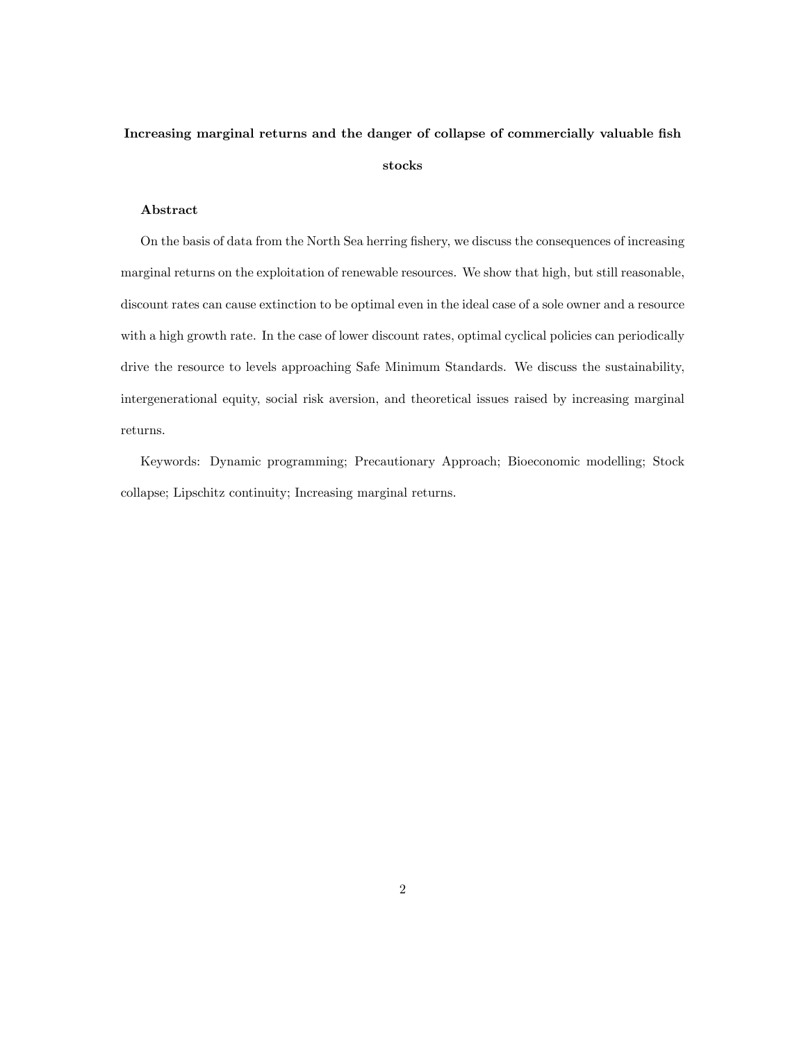**Increasing marginal returns and the danger of collapse of commercially valuable fish stocks**

**Abstract**

On the basis of data from the North Sea herring fishery, we discuss the consequences of increasing marginal returns on the exploitation of renewable resources. We show that high, but still reasonable, discount rates can cause extinction to be optimal even in the ideal case of a sole owner and a resource with a high growth rate. In the case of lower discount rates, optimal cyclical policies can periodically drive the resource to levels approaching Safe Minimum Standards. We discuss the sustainability, intergenerational equity, social risk aversion, and theoretical issues raised by increasing marginal returns.

Keywords: Dynamic programming; Precautionary Approach; Bioeconomic modelling; Stock collapse; Lipschitz continuity; Increasing marginal returns.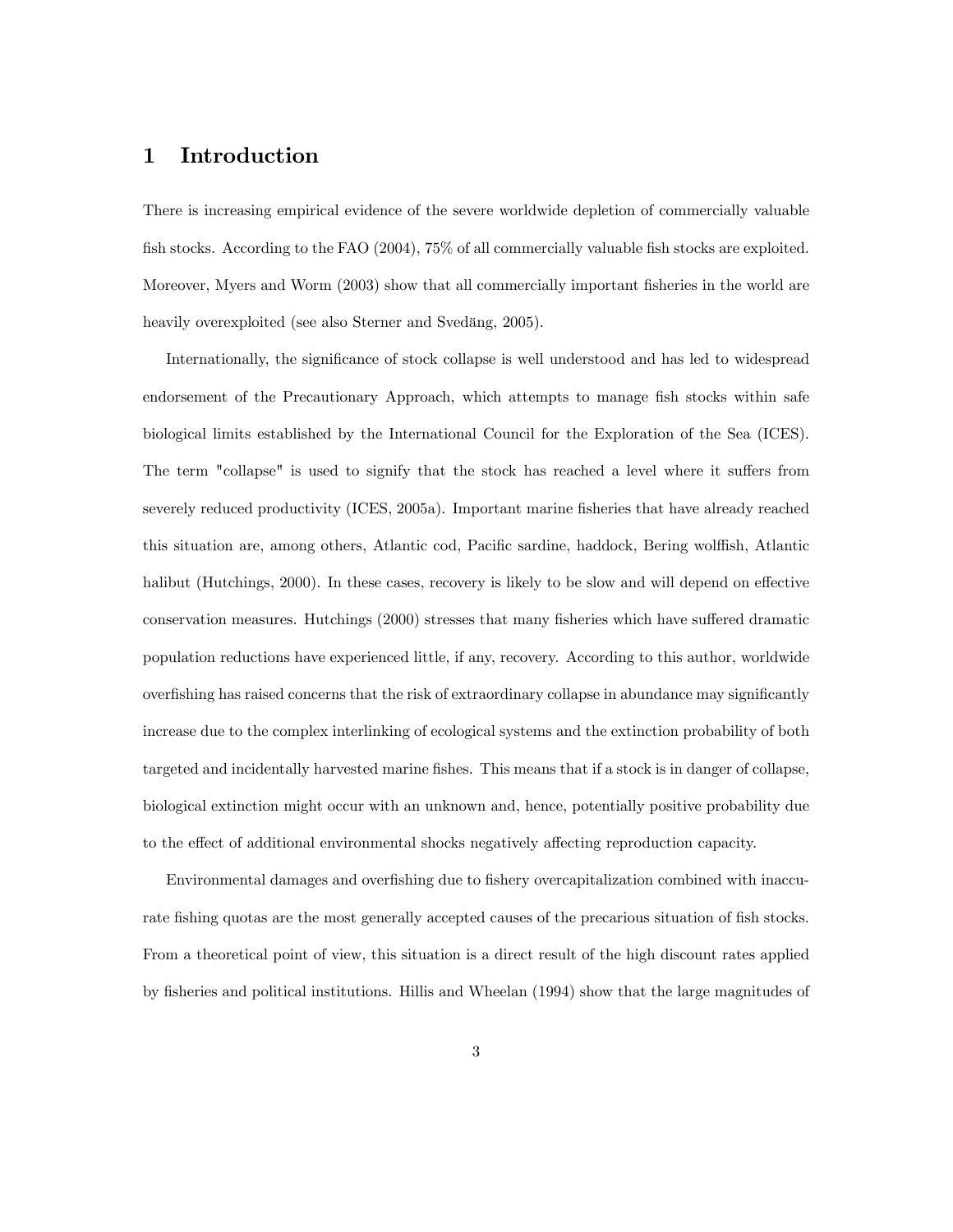# 1 Introduction

There is increasing empirical evidence of the severe worldwide depletion of commercially valuable fish stocks. According to the FAO (2004), 75% of all commercially valuable fish stocks are exploited. Moreover, Myers and Worm (2003) show that all commercially important fisheries in the world are heavily overexploited (see also Sterner and Svedäng, 2005).

Internationally, the significance of stock collapse is well understood and has led to widespread endorsement of the Precautionary Approach, which attempts to manage fish stocks within safe biological limits established by the International Council for the Exploration of the Sea (ICES). The term "collapse" is used to signify that the stock has reached a level where it suffers from severely reduced productivity (ICES, 2005a). Important marine fisheries that have already reached this situation are, among others, Atlantic cod, Pacific sardine, haddock, Bering wolffish, Atlantic halibut (Hutchings, 2000). In these cases, recovery is likely to be slow and will depend on effective conservation measures. Hutchings (2000) stresses that many fisheries which have suffered dramatic population reductions have experienced little, if any, recovery. According to this author, worldwide overfishing has raised concerns that the risk of extraordinary collapse in abundance may significantly increase due to the complex interlinking of ecological systems and the extinction probability of both targeted and incidentally harvested marine fishes. This means that if a stock is in danger of collapse, biological extinction might occur with an unknown and, hence, potentially positive probability due to the effect of additional environmental shocks negatively affecting reproduction capacity.

Environmental damages and overfishing due to fishery overcapitalization combined with inaccurate fishing quotas are the most generally accepted causes of the precarious situation of fish stocks. From a theoretical point of view, this situation is a direct result of the high discount rates applied by fisheries and political institutions. Hillis and Wheelan (1994) show that the large magnitudes of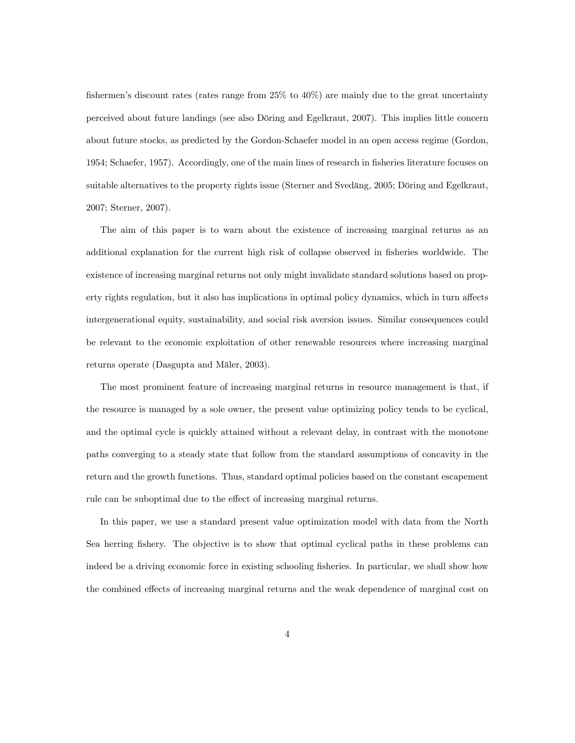fishermen's discount rates (rates range from 25% to 40%) are mainly due to the great uncertainty perceived about future landings (see also Döring and Egelkraut, 2007). This implies little concern about future stocks, as predicted by the Gordon-Schaefer model in an open access regime (Gordon, 1954; Schaefer, 1957). Accordingly, one of the main lines of research in fisheries literature focuses on suitable alternatives to the property rights issue (Sterner and Svedäng, 2005; Döring and Egelkraut, 2007; Sterner, 2007).

The aim of this paper is to warn about the existence of increasing marginal returns as an additional explanation for the current high risk of collapse observed in fisheries worldwide. The existence of increasing marginal returns not only might invalidate standard solutions based on property rights regulation, but it also has implications in optimal policy dynamics, which in turn affects intergenerational equity, sustainability, and social risk aversion issues. Similar consequences could be relevant to the economic exploitation of other renewable resources where increasing marginal returns operate (Dasgupta and Mäler, 2003).

The most prominent feature of increasing marginal returns in resource management is that, if the resource is managed by a sole owner, the present value optimizing policy tends to be cyclical, and the optimal cycle is quickly attained without a relevant delay, in contrast with the monotone paths converging to a steady state that follow from the standard assumptions of concavity in the return and the growth functions. Thus, standard optimal policies based on the constant escapement rule can be suboptimal due to the effect of increasing marginal returns.

In this paper, we use a standard present value optimization model with data from the North Sea herring fishery. The objective is to show that optimal cyclical paths in these problems can indeed be a driving economic force in existing schooling fisheries. In particular, we shall show how the combined effects of increasing marginal returns and the weak dependence of marginal cost on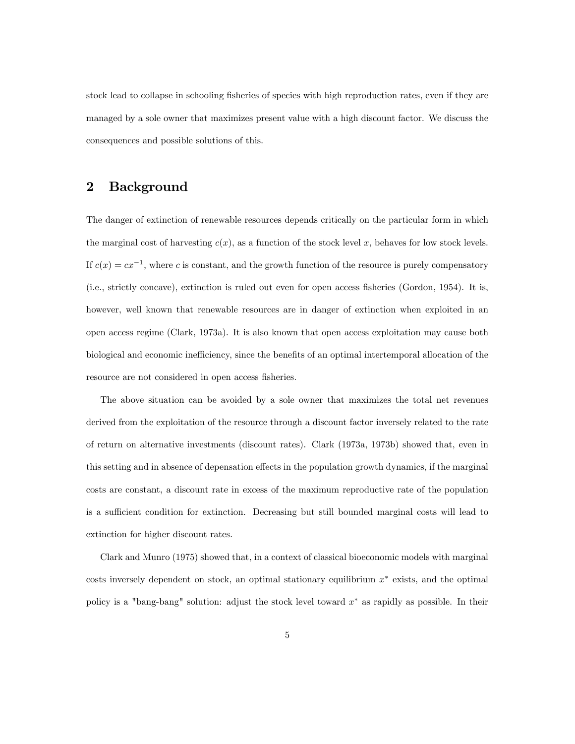stock lead to collapse in schooling fisheries of species with high reproduction rates, even if they are managed by a sole owner that maximizes present value with a high discount factor. We discuss the consequences and possible solutions of this.

## 2 Background

The danger of extinction of renewable resources depends critically on the particular form in which the marginal cost of harvesting $c(x)$, as a function of the stock level $x$, behaves for low stock levels. If $c(x) = cx^{-1}$, where $c$ is constant, and the growth function of the resource is purely compensatory (i.e., strictly concave), extinction is ruled out even for open access fisheries (Gordon, 1954). It is, however, well known that renewable resources are in danger of extinction when exploited in an open access regime (Clark, 1973a). It is also known that open access exploitation may cause both biological and economic inefficiency, since the benefits of an optimal intertemporal allocation of the resource are not considered in open access fisheries.

The above situation can be avoided by a sole owner that maximizes the total net revenues derived from the exploitation of the resource through a discount factor inversely related to the rate of return on alternative investments (discount rates). Clark (1973a, 1973b) showed that, even in this setting and in absence of depensation effects in the population growth dynamics, if the marginal costs are constant, a discount rate in excess of the maximum reproductive rate of the population is a sufficient condition for extinction. Decreasing but still bounded marginal costs will lead to extinction for higher discount rates.

Clark and Munro (1975) showed that, in a context of classical bioeconomic models with marginal costs inversely dependent on stock, an optimal stationary equilibrium $x^*$ exists, and the optimal policy is a "bang-bang" solution: adjust the stock level toward $x^*$ as rapidly as possible. In their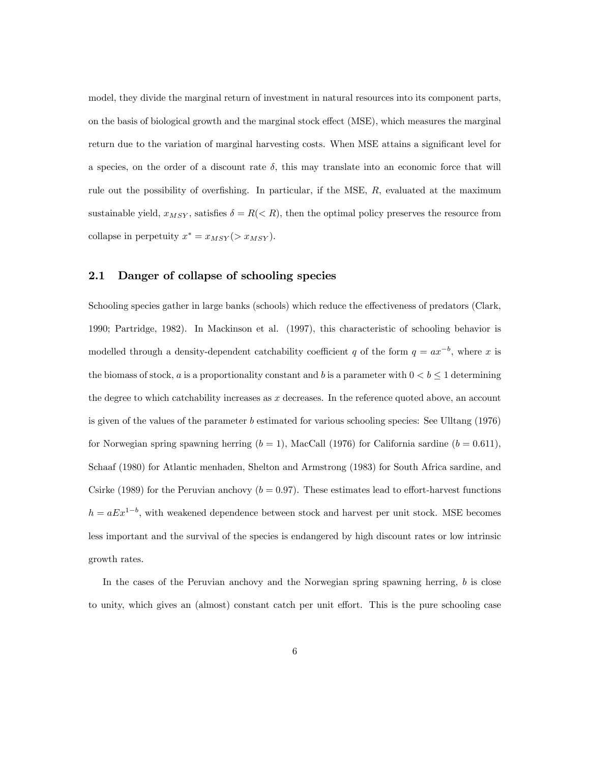model, they divide the marginal return of investment in natural resources into its component parts, on the basis of biological growth and the marginal stock effect (MSE), which measures the marginal return due to the variation of marginal harvesting costs. When MSE attains a significant level for a species, on the order of a discount rate $\delta$, this may translate into an economic force that will rule out the possibility of overfishing. In particular, if the MSE, $R$, evaluated at the maximum sustainable yield, $x_{MSY}$, satisfies $\delta = R (< R)$, then the optimal policy preserves the resource from collapse in perpetuity $x^* = x_{MSY} (> x_{MSY})$.

## 2.1 Danger of collapse of schooling species

Schooling species gather in large banks (schools) which reduce the effectiveness of predators (Clark, 1990; Partridge, 1982). In Mackinson et al. (1997), this characteristic of schooling behavior is modelled through a density-dependent catchability coefficient $q$ of the form $q = ax^{-b}$, where $x$ is the biomass of stock, $a$ is a proportionality constant and $b$ is a parameter with $0 < b \leq 1$ determining the degree to which catchability increases as $x$ decreases. In the reference quoted above, an account is given of the values of the parameter $b$ estimated for various schooling species: See Ulltang (1976) for Norwegian spring spawning herring ($b = 1$), MacCall (1976) for California sardine ($b = 0.611$), Schaaf (1980) for Atlantic menhaden, Shelton and Armstrong (1983) for South Africa sardine, and Csirke (1989) for the Peruvian anchovy ($b = 0.97$). These estimates lead to effort-harvest functions $h = aEx^{1-b}$, with weakened dependence between stock and harvest per unit stock. MSE becomes less important and the survival of the species is endangered by high discount rates or low intrinsic growth rates.

In the cases of the Peruvian anchovy and the Norwegian spring spawning herring, $b$ is close to unity, which gives an (almost) constant catch per unit effort. This is the pure schooling case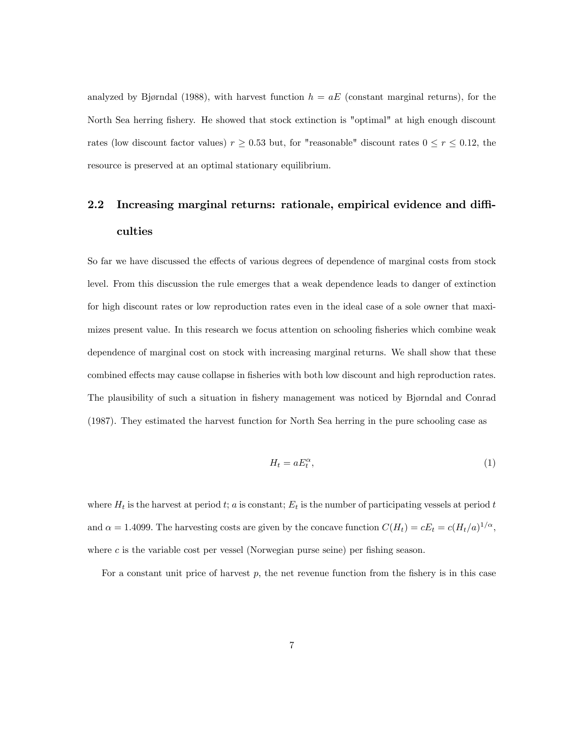analyzed by Bjørndal (1988), with harvest function $h = aE$ (constant marginal returns), for the North Sea herring fishery. He showed that stock extinction is "optimal" at high enough discount rates (low discount factor values) $r \geq 0.53$ but, for "reasonable" discount rates $0 \leq r \leq 0.12$, the resource is preserved at an optimal stationary equilibrium.

## 2.2 Increasing marginal returns: rationale, empirical evidence and difficulties

So far we have discussed the effects of various degrees of dependence of marginal costs from stock level. From this discussion the rule emerges that a weak dependence leads to danger of extinction for high discount rates or low reproduction rates even in the ideal case of a sole owner that maximizes present value. In this research we focus attention on schooling fisheries which combine weak dependence of marginal cost on stock with increasing marginal returns. We shall show that these combined effects may cause collapse in fisheries with both low discount and high reproduction rates. The plausibility of such a situation in fishery management was noticed by Bjørndal and Conrad (1987). They estimated the harvest function for North Sea herring in the pure schooling case as

$$H_t = aE_t^{\alpha}, \tag{1}$$

where $H_t$ is the harvest at period $t$; $a$ is constant; $E_t$ is the number of participating vessels at period $t$ and $\alpha = 1.4099$. The harvesting costs are given by the concave function $C(H_t) = cE_t = c(H_t/a)^{1/\alpha}$, where $c$ is the variable cost per vessel (Norwegian purse seine) per fishing season.

For a constant unit price of harvest $p$, the net revenue function from the fishery is in this case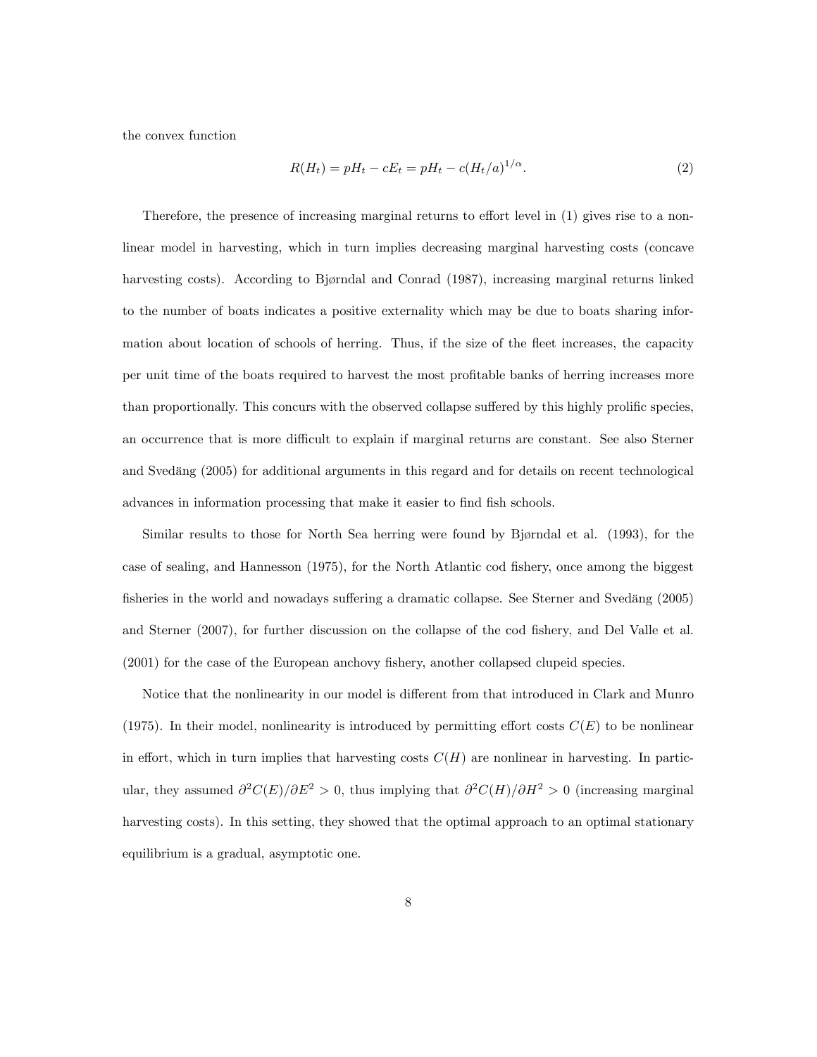the convex function

$$R(H_t) = pH_t - cE_t = pH_t - c(H_t/a)^{1/\alpha}. \tag{2}$$

Therefore, the presence of increasing marginal returns to effort level in (1) gives rise to a nonlinear model in harvesting, which in turn implies decreasing marginal harvesting costs (concave harvesting costs). According to Bjørndal and Conrad (1987), increasing marginal returns linked to the number of boats indicates a positive externality which may be due to boats sharing information about location of schools of herring. Thus, if the size of the fleet increases, the capacity per unit time of the boats required to harvest the most profitable banks of herring increases more than proportionally. This concurs with the observed collapse suffered by this highly prolific species, an occurrence that is more difficult to explain if marginal returns are constant. See also Sterner and Svedäng (2005) for additional arguments in this regard and for details on recent technological advances in information processing that make it easier to find fish schools.

Similar results to those for North Sea herring were found by Bjørndal et al. (1993), for the case of sealing, and Hannesson (1975), for the North Atlantic cod fishery, once among the biggest fisheries in the world and nowadays suffering a dramatic collapse. See Sterner and Svedäng (2005) and Sterner (2007), for further discussion on the collapse of the cod fishery, and Del Valle et al. (2001) for the case of the European anchovy fishery, another collapsed clupeid species.

Notice that the nonlinearity in our model is different from that introduced in Clark and Munro (1975). In their model, nonlinearity is introduced by permitting effort costs $C(E)$ to be nonlinear in effort, which in turn implies that harvesting costs $C(H)$ are nonlinear in harvesting. In particular, they assumed $\partial^2 C(E)/\partial E^2 > 0$, thus implying that $\partial^2 C(H)/\partial H^2 > 0$ (increasing marginal harvesting costs). In this setting, they showed that the optimal approach to an optimal stationary equilibrium is a gradual, asymptotic one.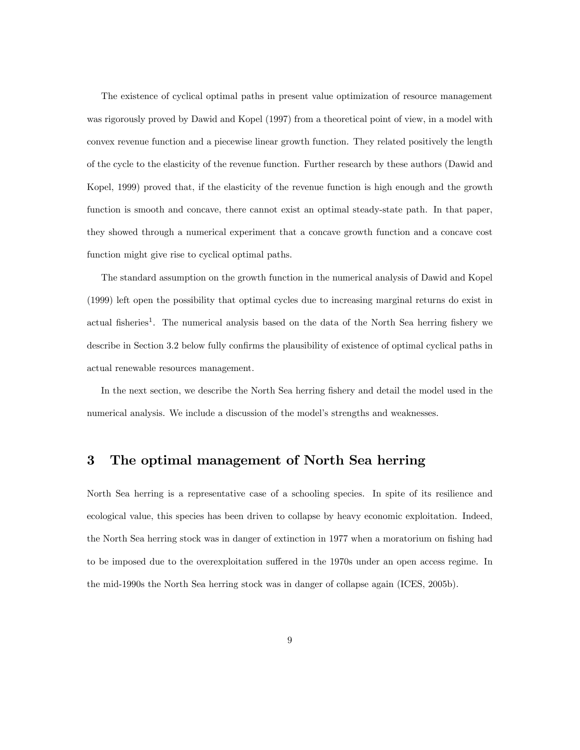The existence of cyclical optimal paths in present value optimization of resource management was rigorously proved by Dawid and Kopel (1997) from a theoretical point of view, in a model with convex revenue function and a piecewise linear growth function. They related positively the length of the cycle to the elasticity of the revenue function. Further research by these authors (Dawid and Kopel, 1999) proved that, if the elasticity of the revenue function is high enough and the growth function is smooth and concave, there cannot exist an optimal steady-state path. In that paper, they showed through a numerical experiment that a concave growth function and a concave cost function might give rise to cyclical optimal paths.

The standard assumption on the growth function in the numerical analysis of Dawid and Kopel (1999) left open the possibility that optimal cycles due to increasing marginal returns do exist in actual fisheries[1]. The numerical analysis based on the data of the North Sea herring fishery we describe in Section 3.2 below fully confirms the plausibility of existence of optimal cyclical paths in actual renewable resources management.

In the next section, we describe the North Sea herring fishery and detail the model used in the numerical analysis. We include a discussion of the model's strengths and weaknesses.

## 3 The optimal management of North Sea herring

North Sea herring is a representative case of a schooling species. In spite of its resilience and ecological value, this species has been driven to collapse by heavy economic exploitation. Indeed, the North Sea herring stock was in danger of extinction in 1977 when a moratorium on fishing had to be imposed due to the overexploitation suffered in the 1970s under an open access regime. In the mid-1990s the North Sea herring stock was in danger of collapse again (ICES, 2005b).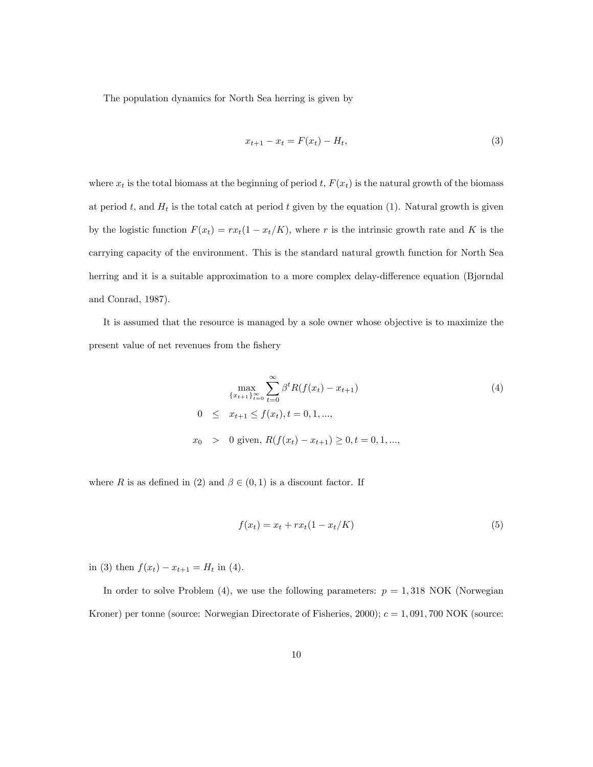The population dynamics for North Sea herring is given by

$$x_{t+1} - x_t = F(x_t) - H_t, \tag{3}$$

where $x_t$ is the total biomass at the beginning of period $t$, $F(x_t)$ is the natural growth of the biomass at period $t$, and $H_t$ is the total catch at period $t$ given by the equation (1). Natural growth is given by the logistic function $F(x_t) = rx_t(1 - x_t/K)$, where $r$ is the intrinsic growth rate and $K$ is the carrying capacity of the environment. This is the standard natural growth function for North Sea herring and it is a suitable approximation to a more complex delay-difference equation (Bjørndal and Conrad, 1987).

It is assumed that the resource is managed by a sole owner whose objective is to maximize the present value of net revenues from the fishery

$$\begin{aligned} &\max_{\{x_{t+1}\}_{t=0}^{\infty}} \sum_{t=0}^{\infty} \beta^t R(f(x_t) - x_{t+1}) \\ 0 \;&\leq\; x_{t+1} \leq f(x_t), t = 0, 1, ..., \\ x_0 \;&>\; 0 \text{ given, } R(f(x_t) - x_{t+1}) \geq 0, t = 0, 1, ..., \end{aligned} \tag{4}$$

where $R$ is as defined in (2) and $\beta \in (0, 1)$ is a discount factor. If

$$f(x_t) = x_t + rx_t(1 - x_t/K) \tag{5}$$

in (3) then $f(x_t) - x_{t+1} = H_t$ in (4).

In order to solve Problem (4), we use the following parameters: $p = 1,318$ NOK (Norwegian Kroner) per tonne (source: Norwegian Directorate of Fisheries, 2000); $c = 1,091,700$ NOK (source: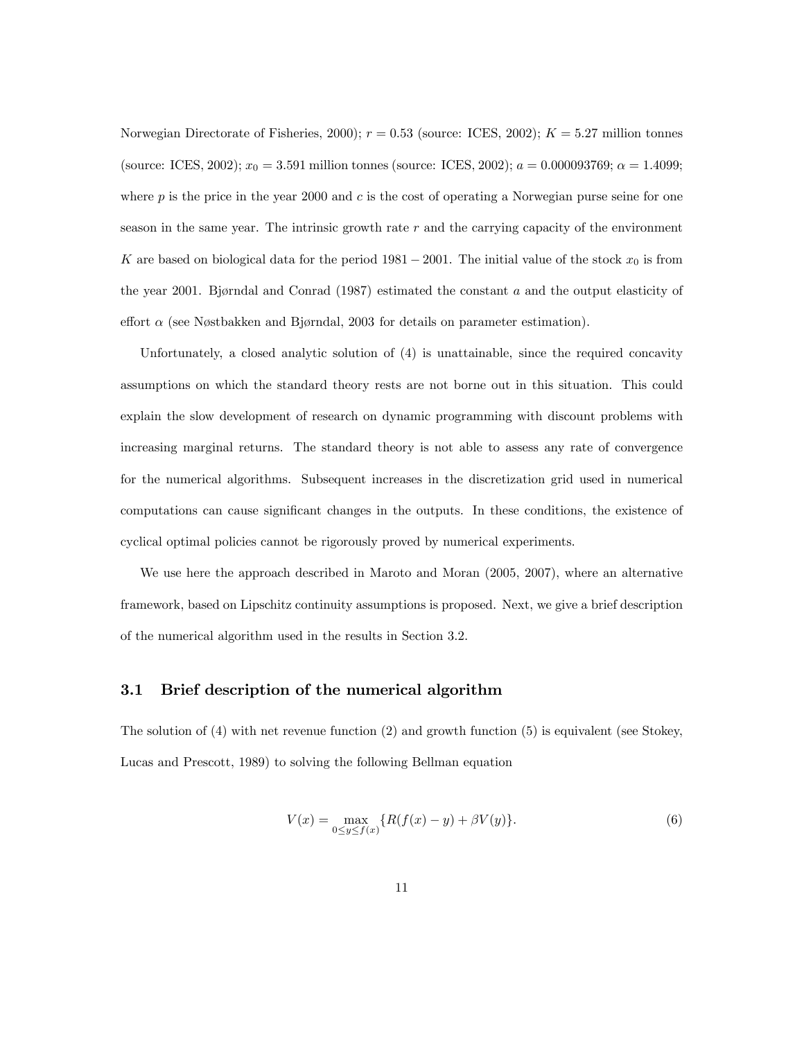Norwegian Directorate of Fisheries, 2000); $r = 0.53$ (source: ICES, 2002); $K = 5.27$ million tonnes (source: ICES, 2002); $x_0 = 3.591$ million tonnes (source: ICES, 2002); $a = 0.000093769$; $\alpha = 1.4099$; where $p$ is the price in the year 2000 and $c$ is the cost of operating a Norwegian purse seine for one season in the same year. The intrinsic growth rate $r$ and the carrying capacity of the environment $K$ are based on biological data for the period $1981 - 2001$. The initial value of the stock $x_0$ is from the year 2001. Bjørndal and Conrad (1987) estimated the constant $a$ and the output elasticity of effort $\alpha$ (see Nøstbakken and Bjørndal, 2003 for details on parameter estimation).

Unfortunately, a closed analytic solution of (4) is unattainable, since the required concavity assumptions on which the standard theory rests are not borne out in this situation. This could explain the slow development of research on dynamic programming with discount problems with increasing marginal returns. The standard theory is not able to assess any rate of convergence for the numerical algorithms. Subsequent increases in the discretization grid used in numerical computations can cause significant changes in the outputs. In these conditions, the existence of cyclical optimal policies cannot be rigorously proved by numerical experiments.

We use here the approach described in Maroto and Moran (2005, 2007), where an alternative framework, based on Lipschitz continuity assumptions is proposed. Next, we give a brief description of the numerical algorithm used in the results in Section 3.2.

### 3.1 Brief description of the numerical algorithm

The solution of (4) with net revenue function (2) and growth function (5) is equivalent (see Stokey, Lucas and Prescott, 1989) to solving the following Bellman equation

$$V(x) = \max_{0 \le y \le f(x)} \{R(f(x) - y) + \beta V(y)\}. \tag{6}$$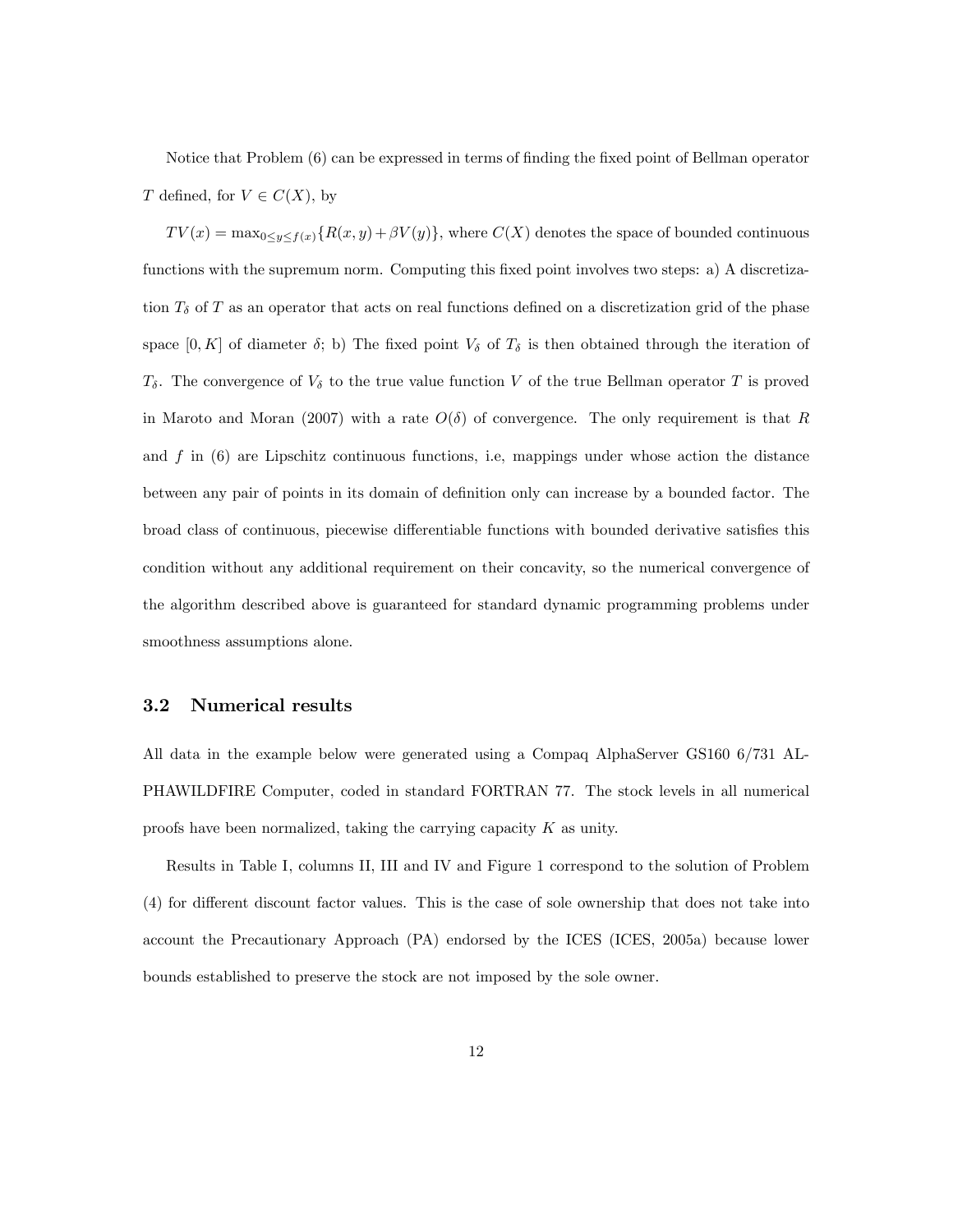Notice that Problem (6) can be expressed in terms of finding the fixed point of Bellman operator $T$ defined, for $V \in C(X)$, by

$TV(x) = \max_{0 \leq y \leq f(x)}\{R(x, y) + \beta V(y)\}$, where $C(X)$ denotes the space of bounded continuous functions with the supremum norm. Computing this fixed point involves two steps: a) A discretization $T_\delta$ of $T$ as an operator that acts on real functions defined on a discretization grid of the phase space $[0, K]$ of diameter $\delta$; b) The fixed point $V_\delta$ of $T_\delta$ is then obtained through the iteration of $T_\delta$. The convergence of $V_\delta$ to the true value function $V$ of the true Bellman operator $T$ is proved in Maroto and Moran (2007) with a rate $O(\delta)$ of convergence. The only requirement is that $R$ and $f$ in (6) are Lipschitz continuous functions, i.e, mappings under whose action the distance between any pair of points in its domain of definition only can increase by a bounded factor. The broad class of continuous, piecewise differentiable functions with bounded derivative satisfies this condition without any additional requirement on their concavity, so the numerical convergence of the algorithm described above is guaranteed for standard dynamic programming problems under smoothness assumptions alone.

### 3.2 Numerical results

All data in the example below were generated using a Compaq AlphaServer GS160 6/731 ALPHAWILDFIRE Computer, coded in standard FORTRAN 77. The stock levels in all numerical proofs have been normalized, taking the carrying capacity $K$ as unity.

Results in Table I, columns II, III and IV and Figure 1 correspond to the solution of Problem (4) for different discount factor values. This is the case of sole ownership that does not take into account the Precautionary Approach (PA) endorsed by the ICES (ICES, 2005a) because lower bounds established to preserve the stock are not imposed by the sole owner.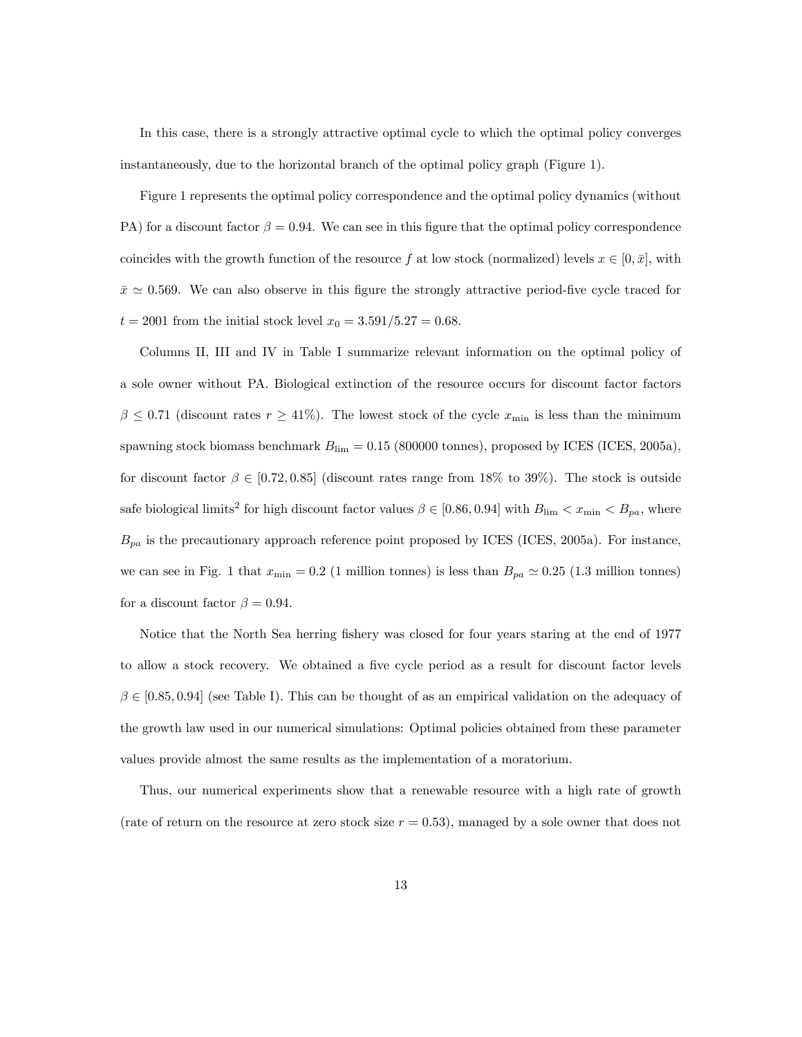In this case, there is a strongly attractive optimal cycle to which the optimal policy converges instantaneously, due to the horizontal branch of the optimal policy graph (Figure 1).

Figure 1 represents the optimal policy correspondence and the optimal policy dynamics (without PA) for a discount factor $\beta = 0.94$. We can see in this figure that the optimal policy correspondence coincides with the growth function of the resource $f$ at low stock (normalized) levels $x \in [0, \bar{x}]$, with $\bar{x} \simeq 0.569$. We can also observe in this figure the strongly attractive period-five cycle traced for $t = 2001$ from the initial stock level $x_0 = 3.591/5.27 = 0.68$.

Columns II, III and IV in Table I summarize relevant information on the optimal policy of a sole owner without PA. Biological extinction of the resource occurs for discount factor factors $\beta \leq 0.71$ (discount rates $r \geq 41\%$). The lowest stock of the cycle $x_{\min}$ is less than the minimum spawning stock biomass benchmark $B_{\lim} = 0.15$ (800000 tonnes), proposed by ICES (ICES, 2005a), for discount factor $\beta \in [0.72, 0.85]$ (discount rates range from 18% to 39%). The stock is outside safe biological limits[2] for high discount factor values $\beta \in [0.86, 0.94]$ with $B_{\lim} < x_{\min} < B_{pa}$, where $B_{pa}$ is the precautionary approach reference point proposed by ICES (ICES, 2005a). For instance, we can see in Fig. 1 that $x_{\min} = 0.2$ (1 million tonnes) is less than $B_{pa} \simeq 0.25$ (1.3 million tonnes) for a discount factor $\beta = 0.94$.

Notice that the North Sea herring fishery was closed for four years staring at the end of 1977 to allow a stock recovery. We obtained a five cycle period as a result for discount factor levels $\beta \in [0.85, 0.94]$ (see Table I). This can be thought of as an empirical validation on the adequacy of the growth law used in our numerical simulations: Optimal policies obtained from these parameter values provide almost the same results as the implementation of a moratorium.

Thus, our numerical experiments show that a renewable resource with a high rate of growth (rate of return on the resource at zero stock size $r = 0.53$), managed by a sole owner that does not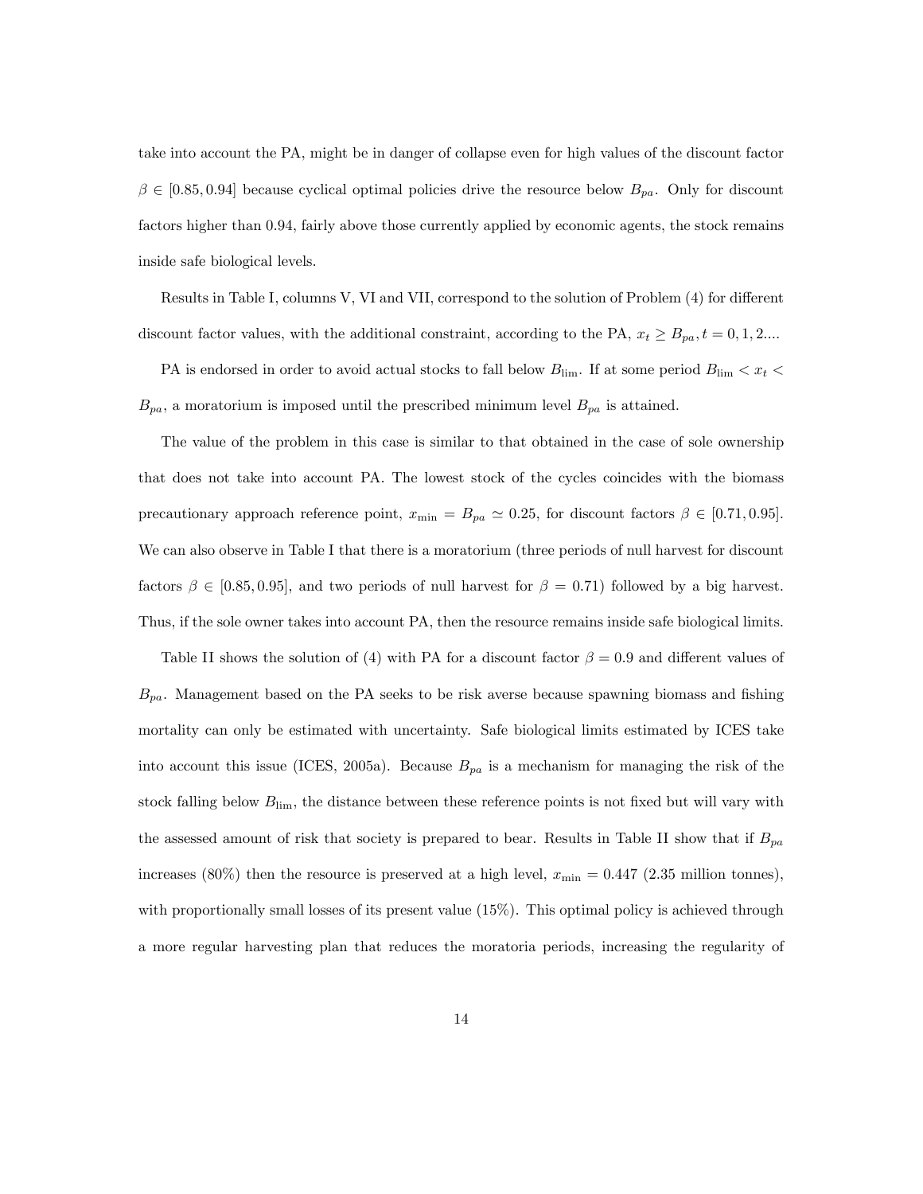take into account the PA, might be in danger of collapse even for high values of the discount factor $\beta \in [0.85, 0.94]$ because cyclical optimal policies drive the resource below $B_{pa}$. Only for discount factors higher than 0.94, fairly above those currently applied by economic agents, the stock remains inside safe biological levels.

Results in Table I, columns V, VI and VII, correspond to the solution of Problem (4) for different discount factor values, with the additional constraint, according to the PA, $x_t \geq B_{pa}, t = 0, 1, 2....$

PA is endorsed in order to avoid actual stocks to fall below $B_{\text{lim}}$. If at some period $B_{\text{lim}} < x_t < B_{pa}$, a moratorium is imposed until the prescribed minimum level $B_{pa}$ is attained.

The value of the problem in this case is similar to that obtained in the case of sole ownership that does not take into account PA. The lowest stock of the cycles coincides with the biomass precautionary approach reference point, $x_{\min} = B_{pa} \simeq 0.25$, for discount factors $\beta \in [0.71, 0.95]$. We can also observe in Table I that there is a moratorium (three periods of null harvest for discount factors $\beta \in [0.85, 0.95]$, and two periods of null harvest for $\beta = 0.71$) followed by a big harvest. Thus, if the sole owner takes into account PA, then the resource remains inside safe biological limits.

Table II shows the solution of (4) with PA for a discount factor $\beta = 0.9$ and different values of $B_{pa}$. Management based on the PA seeks to be risk averse because spawning biomass and fishing mortality can only be estimated with uncertainty. Safe biological limits estimated by ICES take into account this issue (ICES, 2005a). Because $B_{pa}$ is a mechanism for managing the risk of the stock falling below $B_{\text{lim}}$, the distance between these reference points is not fixed but will vary with the assessed amount of risk that society is prepared to bear. Results in Table II show that if $B_{pa}$ increases (80%) then the resource is preserved at a high level, $x_{\min} = 0.447$ (2.35 million tonnes), with proportionally small losses of its present value (15%). This optimal policy is achieved through a more regular harvesting plan that reduces the moratoria periods, increasing the regularity of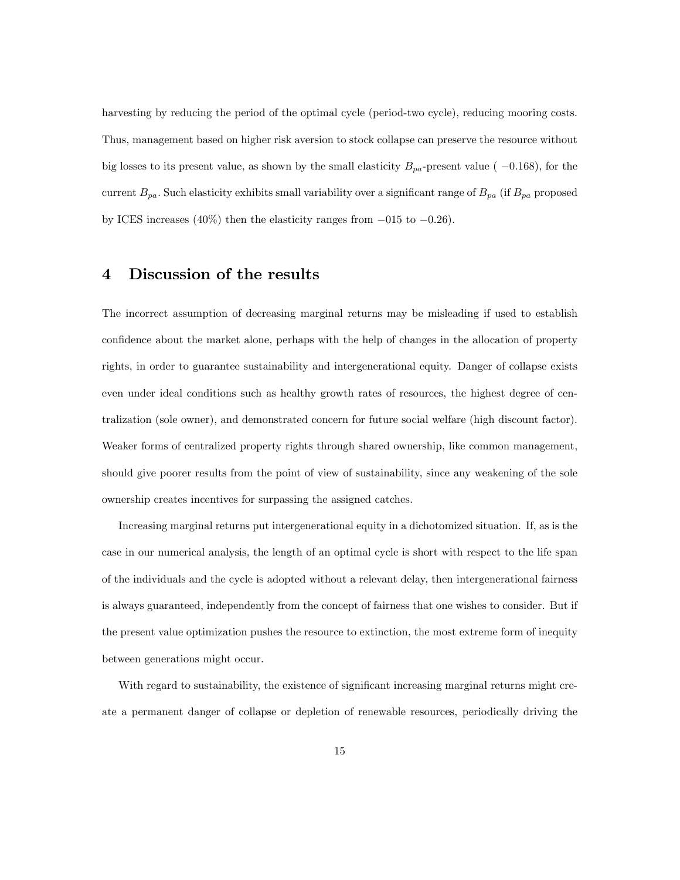harvesting by reducing the period of the optimal cycle (period-two cycle), reducing mooring costs. Thus, management based on higher risk aversion to stock collapse can preserve the resource without big losses to its present value, as shown by the small elasticity $B_{pa}$-present value ( $-0.168$), for the current $B_{pa}$. Such elasticity exhibits small variability over a significant range of $B_{pa}$ (if $B_{pa}$ proposed by ICES increases (40%) then the elasticity ranges from $-015$ to $-0.26$).

# 4 Discussion of the results

The incorrect assumption of decreasing marginal returns may be misleading if used to establish confidence about the market alone, perhaps with the help of changes in the allocation of property rights, in order to guarantee sustainability and intergenerational equity. Danger of collapse exists even under ideal conditions such as healthy growth rates of resources, the highest degree of centralization (sole owner), and demonstrated concern for future social welfare (high discount factor). Weaker forms of centralized property rights through shared ownership, like common management, should give poorer results from the point of view of sustainability, since any weakening of the sole ownership creates incentives for surpassing the assigned catches.

Increasing marginal returns put intergenerational equity in a dichotomized situation. If, as is the case in our numerical analysis, the length of an optimal cycle is short with respect to the life span of the individuals and the cycle is adopted without a relevant delay, then intergenerational fairness is always guaranteed, independently from the concept of fairness that one wishes to consider. But if the present value optimization pushes the resource to extinction, the most extreme form of inequity between generations might occur.

With regard to sustainability, the existence of significant increasing marginal returns might create a permanent danger of collapse or depletion of renewable resources, periodically driving the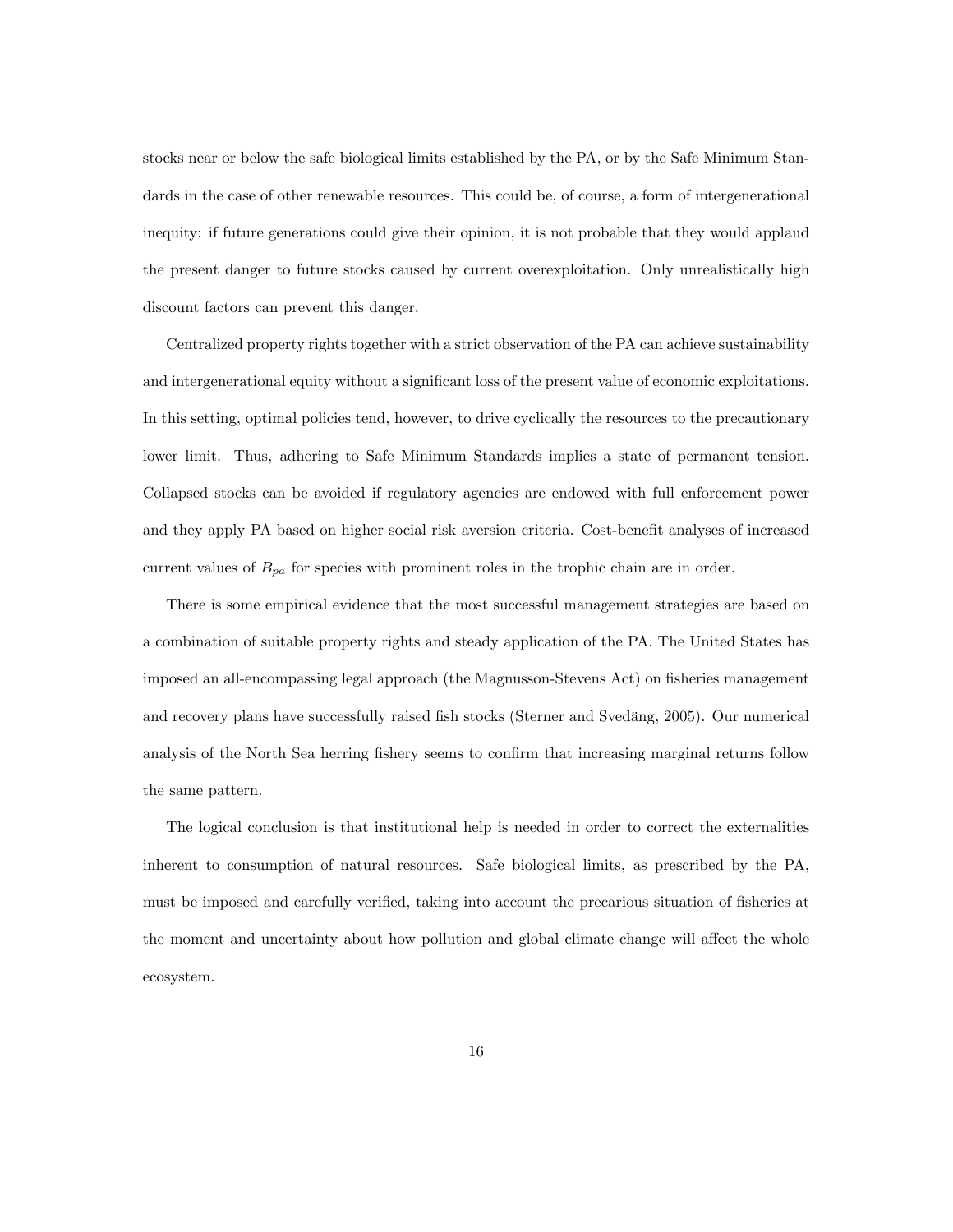stocks near or below the safe biological limits established by the PA, or by the Safe Minimum Standards in the case of other renewable resources. This could be, of course, a form of intergenerational inequity: if future generations could give their opinion, it is not probable that they would applaud the present danger to future stocks caused by current overexploitation. Only unrealistically high discount factors can prevent this danger.

Centralized property rights together with a strict observation of the PA can achieve sustainability and intergenerational equity without a significant loss of the present value of economic exploitations. In this setting, optimal policies tend, however, to drive cyclically the resources to the precautionary lower limit. Thus, adhering to Safe Minimum Standards implies a state of permanent tension. Collapsed stocks can be avoided if regulatory agencies are endowed with full enforcement power and they apply PA based on higher social risk aversion criteria. Cost-benefit analyses of increased current values of $B_{pa}$ for species with prominent roles in the trophic chain are in order.

There is some empirical evidence that the most successful management strategies are based on a combination of suitable property rights and steady application of the PA. The United States has imposed an all-encompassing legal approach (the Magnusson-Stevens Act) on fisheries management and recovery plans have successfully raised fish stocks (Sterner and Svedäng, 2005). Our numerical analysis of the North Sea herring fishery seems to confirm that increasing marginal returns follow the same pattern.

The logical conclusion is that institutional help is needed in order to correct the externalities inherent to consumption of natural resources. Safe biological limits, as prescribed by the PA, must be imposed and carefully verified, taking into account the precarious situation of fisheries at the moment and uncertainty about how pollution and global climate change will affect the whole ecosystem.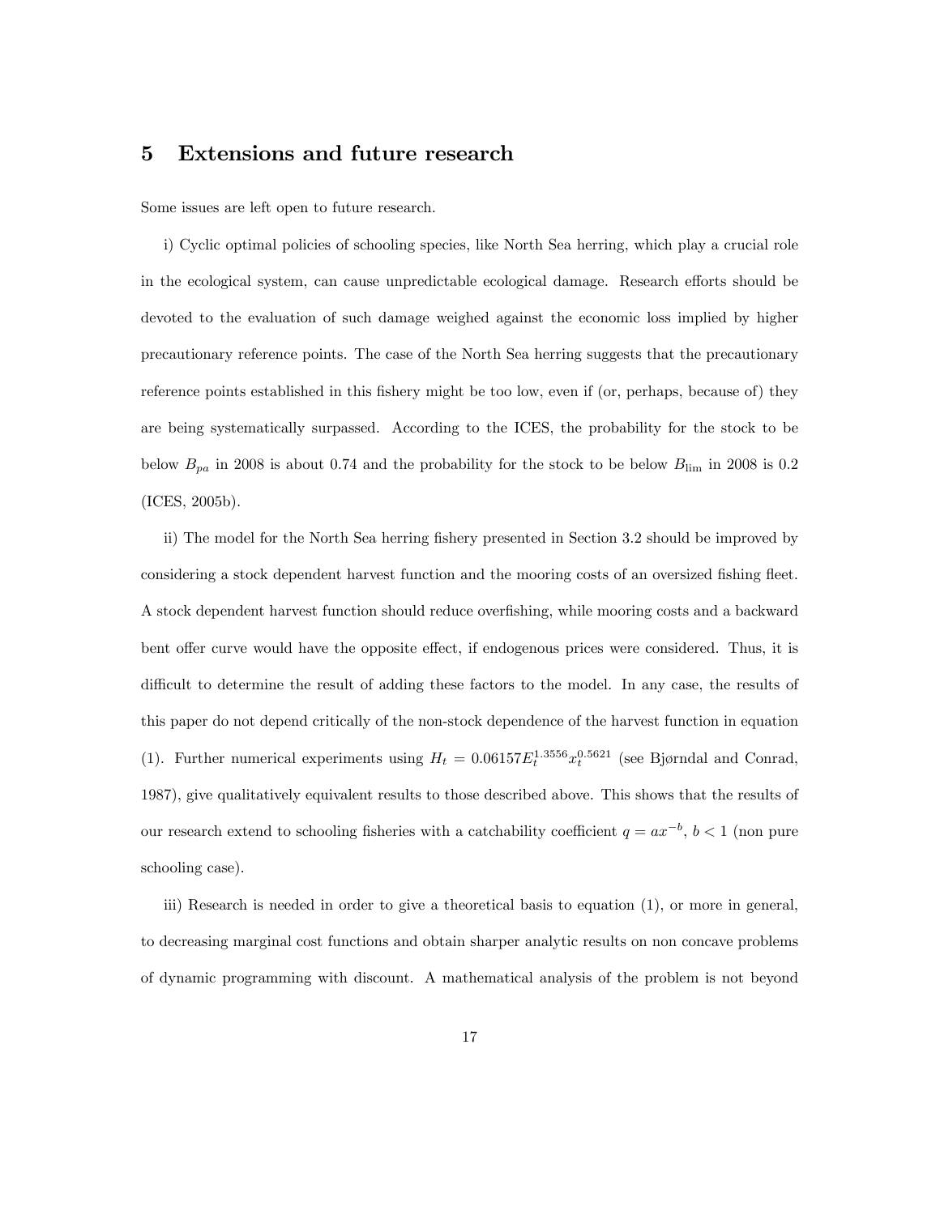## 5 Extensions and future research

Some issues are left open to future research.

i) Cyclic optimal policies of schooling species, like North Sea herring, which play a crucial role in the ecological system, can cause unpredictable ecological damage. Research efforts should be devoted to the evaluation of such damage weighed against the economic loss implied by higher precautionary reference points. The case of the North Sea herring suggests that the precautionary reference points established in this fishery might be too low, even if (or, perhaps, because of) they are being systematically surpassed. According to the ICES, the probability for the stock to be below $B_{pa}$ in 2008 is about 0.74 and the probability for the stock to be below $B_{\lim}$ in 2008 is 0.2 (ICES, 2005b).

ii) The model for the North Sea herring fishery presented in Section 3.2 should be improved by considering a stock dependent harvest function and the mooring costs of an oversized fishing fleet. A stock dependent harvest function should reduce overfishing, while mooring costs and a backward bent offer curve would have the opposite effect, if endogenous prices were considered. Thus, it is difficult to determine the result of adding these factors to the model. In any case, the results of this paper do not depend critically of the non-stock dependence of the harvest function in equation (1). Further numerical experiments using $H_t = 0.06157E_t^{1.3556}x_t^{0.5621}$ (see Bjørndal and Conrad, 1987), give qualitatively equivalent results to those described above. This shows that the results of our research extend to schooling fisheries with a catchability coefficient $q = ax^{-b}$, $b < 1$ (non pure schooling case).

iii) Research is needed in order to give a theoretical basis to equation (1), or more in general, to decreasing marginal cost functions and obtain sharper analytic results on non concave problems of dynamic programming with discount. A mathematical analysis of the problem is not beyond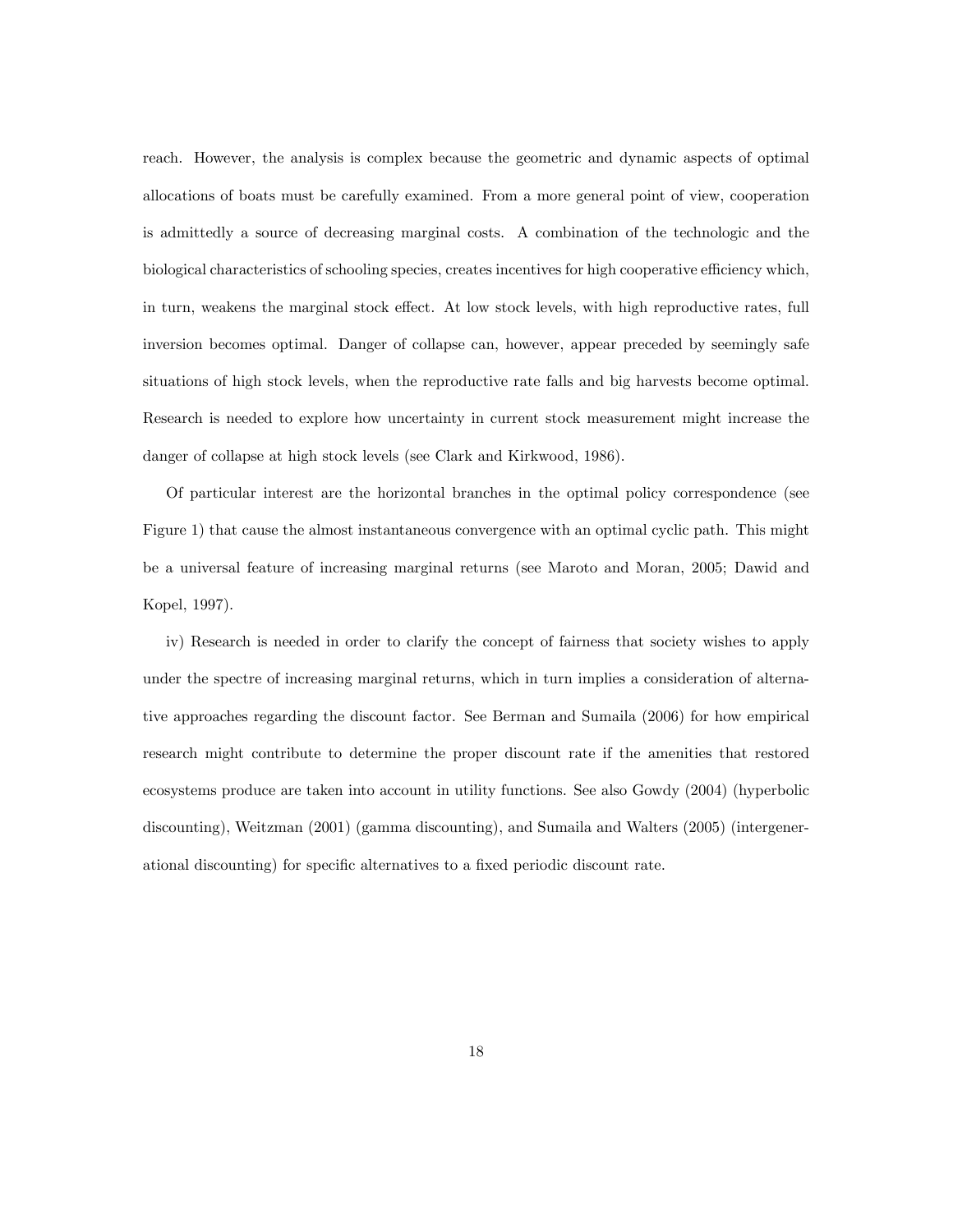reach. However, the analysis is complex because the geometric and dynamic aspects of optimal allocations of boats must be carefully examined. From a more general point of view, cooperation is admittedly a source of decreasing marginal costs. A combination of the technologic and the biological characteristics of schooling species, creates incentives for high cooperative efficiency which, in turn, weakens the marginal stock effect. At low stock levels, with high reproductive rates, full inversion becomes optimal. Danger of collapse can, however, appear preceded by seemingly safe situations of high stock levels, when the reproductive rate falls and big harvests become optimal. Research is needed to explore how uncertainty in current stock measurement might increase the danger of collapse at high stock levels (see Clark and Kirkwood, 1986).

Of particular interest are the horizontal branches in the optimal policy correspondence (see Figure 1) that cause the almost instantaneous convergence with an optimal cyclic path. This might be a universal feature of increasing marginal returns (see Maroto and Moran, 2005; Dawid and Kopel, 1997).

iv) Research is needed in order to clarify the concept of fairness that society wishes to apply under the spectre of increasing marginal returns, which in turn implies a consideration of alternative approaches regarding the discount factor. See Berman and Sumaila (2006) for how empirical research might contribute to determine the proper discount rate if the amenities that restored ecosystems produce are taken into account in utility functions. See also Gowdy (2004) (hyperbolic discounting), Weitzman (2001) (gamma discounting), and Sumaila and Walters (2005) (intergenerational discounting) for specific alternatives to a fixed periodic discount rate.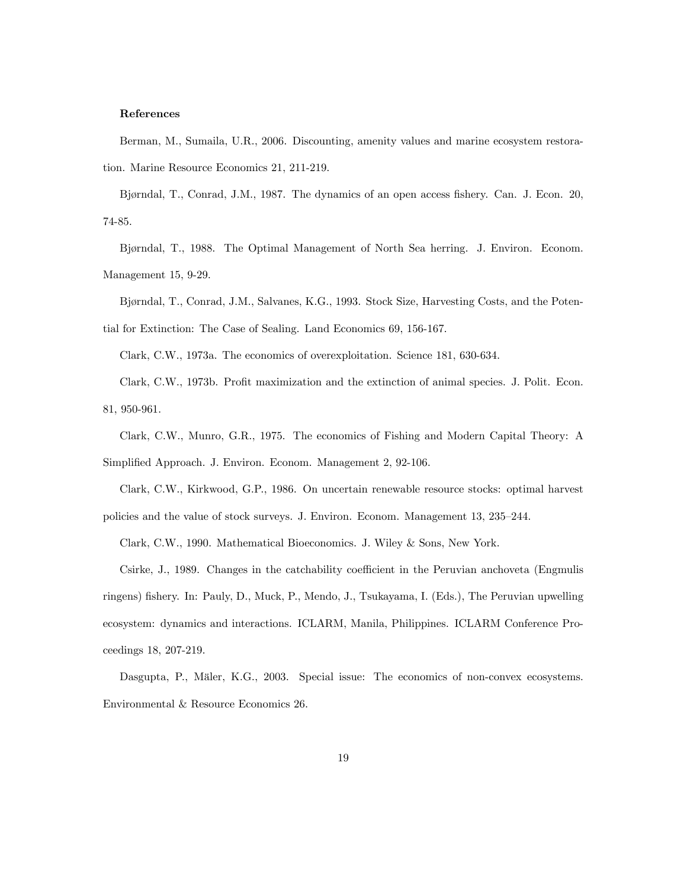**References**

Berman, M., Sumaila, U.R., 2006. Discounting, amenity values and marine ecosystem restoration. Marine Resource Economics 21, 211-219.

Bjørndal, T., Conrad, J.M., 1987. The dynamics of an open access fishery. Can. J. Econ. 20, 74-85.

Bjørndal, T., 1988. The Optimal Management of North Sea herring. J. Environ. Econom. Management 15, 9-29.

Bjørndal, T., Conrad, J.M., Salvanes, K.G., 1993. Stock Size, Harvesting Costs, and the Potential for Extinction: The Case of Sealing. Land Economics 69, 156-167.

Clark, C.W., 1973a. The economics of overexploitation. Science 181, 630-634.

Clark, C.W., 1973b. Profit maximization and the extinction of animal species. J. Polit. Econ. 81, 950-961.

Clark, C.W., Munro, G.R., 1975. The economics of Fishing and Modern Capital Theory: A Simplified Approach. J. Environ. Econom. Management 2, 92-106.

Clark, C.W., Kirkwood, G.P., 1986. On uncertain renewable resource stocks: optimal harvest policies and the value of stock surveys. J. Environ. Econom. Management 13, 235–244.

Clark, C.W., 1990. Mathematical Bioeconomics. J. Wiley & Sons, New York.

Csirke, J., 1989. Changes in the catchability coefficient in the Peruvian anchoveta (Engmulis ringens) fishery. In: Pauly, D., Muck, P., Mendo, J., Tsukayama, I. (Eds.), The Peruvian upwelling ecosystem: dynamics and interactions. ICLARM, Manila, Philippines. ICLARM Conference Proceedings 18, 207-219.

Dasgupta, P., Mäler, K.G., 2003. Special issue: The economics of non-convex ecosystems. Environmental & Resource Economics 26.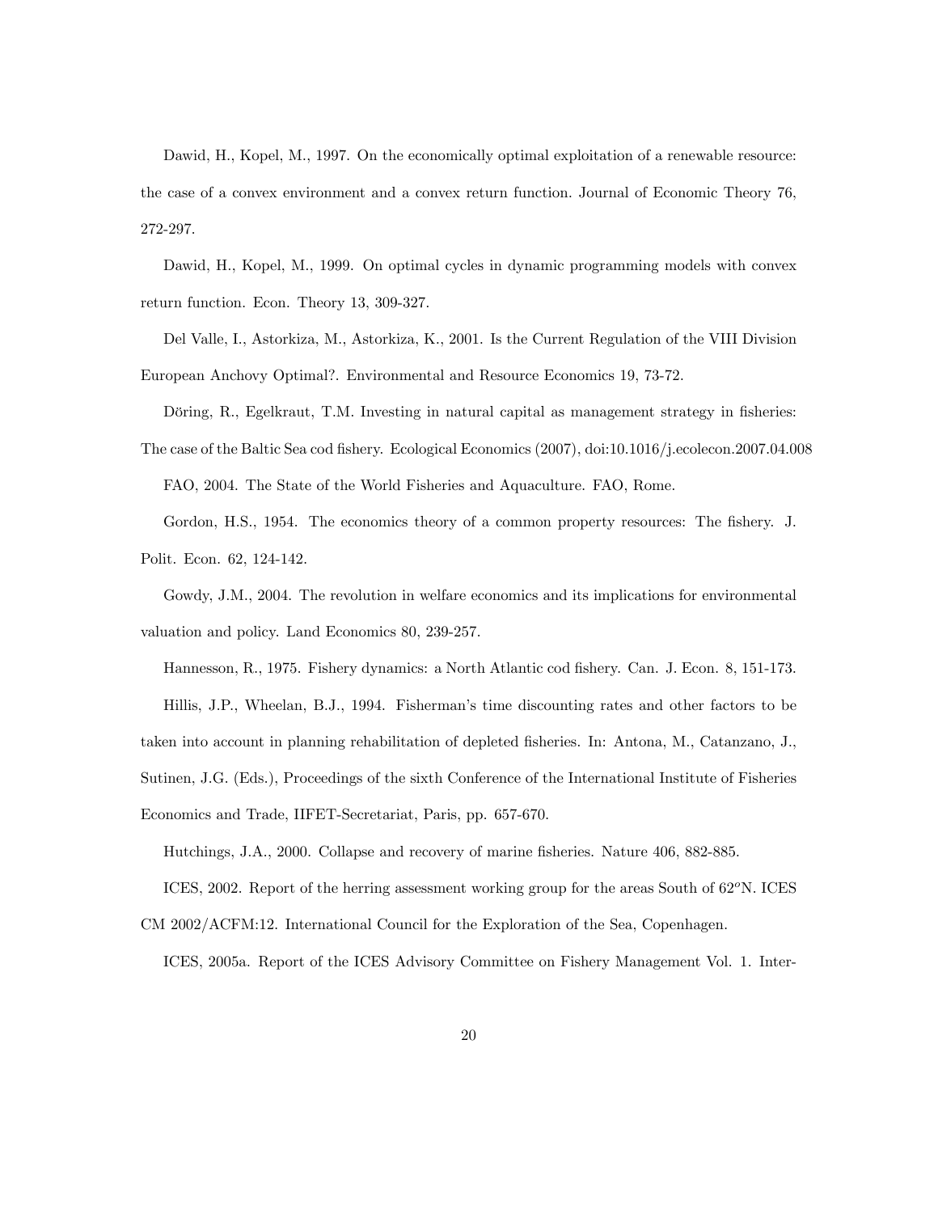Dawid, H., Kopel, M., 1997. On the economically optimal exploitation of a renewable resource: the case of a convex environment and a convex return function. Journal of Economic Theory 76, 272-297.

Dawid, H., Kopel, M., 1999. On optimal cycles in dynamic programming models with convex return function. Econ. Theory 13, 309-327.

Del Valle, I., Astorkiza, M., Astorkiza, K., 2001. Is the Current Regulation of the VIII Division European Anchovy Optimal?. Environmental and Resource Economics 19, 73-72.

Döring, R., Egelkraut, T.M. Investing in natural capital as management strategy in fisheries: The case of the Baltic Sea cod fishery. Ecological Economics (2007), doi:10.1016/j.ecolecon.2007.04.008

FAO, 2004. The State of the World Fisheries and Aquaculture. FAO, Rome.

Gordon, H.S., 1954. The economics theory of a common property resources: The fishery. J. Polit. Econ. 62, 124-142.

Gowdy, J.M., 2004. The revolution in welfare economics and its implications for environmental valuation and policy. Land Economics 80, 239-257.

Hannesson, R., 1975. Fishery dynamics: a North Atlantic cod fishery. Can. J. Econ. 8, 151-173.

Hillis, J.P., Wheelan, B.J., 1994. Fisherman's time discounting rates and other factors to be taken into account in planning rehabilitation of depleted fisheries. In: Antona, M., Catanzano, J., Sutinen, J.G. (Eds.), Proceedings of the sixth Conference of the International Institute of Fisheries Economics and Trade, IIFET-Secretariat, Paris, pp. 657-670.

Hutchings, J.A., 2000. Collapse and recovery of marine fisheries. Nature 406, 882-885.

ICES, 2002. Report of the herring assessment working group for the areas South of $62^{o}$N. ICES CM 2002/ACFM:12. International Council for the Exploration of the Sea, Copenhagen.

ICES, 2005a. Report of the ICES Advisory Committee on Fishery Management Vol. 1. Inter-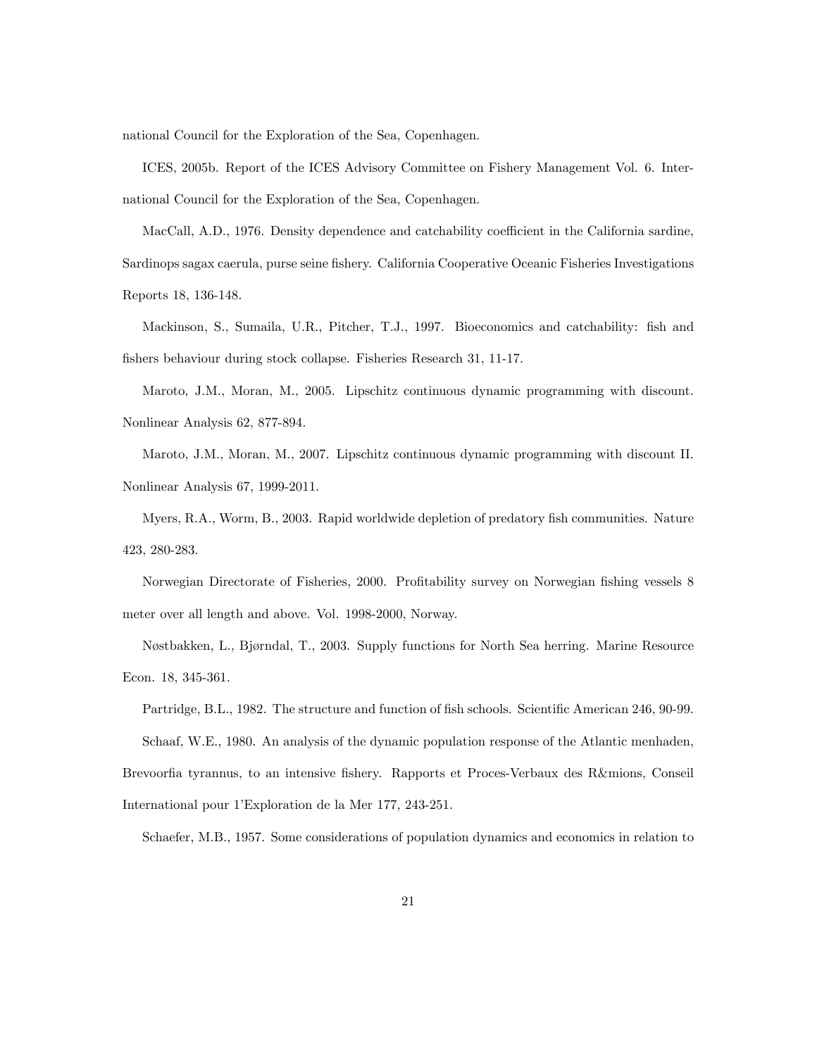national Council for the Exploration of the Sea, Copenhagen.

ICES, 2005b. Report of the ICES Advisory Committee on Fishery Management Vol. 6. International Council for the Exploration of the Sea, Copenhagen.

MacCall, A.D., 1976. Density dependence and catchability coefficient in the California sardine, Sardinops sagax caerula, purse seine fishery. California Cooperative Oceanic Fisheries Investigations Reports 18, 136-148.

Mackinson, S., Sumaila, U.R., Pitcher, T.J., 1997. Bioeconomics and catchability: fish and fishers behaviour during stock collapse. Fisheries Research 31, 11-17.

Maroto, J.M., Moran, M., 2005. Lipschitz continuous dynamic programming with discount. Nonlinear Analysis 62, 877-894.

Maroto, J.M., Moran, M., 2007. Lipschitz continuous dynamic programming with discount II. Nonlinear Analysis 67, 1999-2011.

Myers, R.A., Worm, B., 2003. Rapid worldwide depletion of predatory fish communities. Nature 423, 280-283.

Norwegian Directorate of Fisheries, 2000. Profitability survey on Norwegian fishing vessels 8 meter over all length and above. Vol. 1998-2000, Norway.

Nøstbakken, L., Bjørndal, T., 2003. Supply functions for North Sea herring. Marine Resource Econ. 18, 345-361.

Partridge, B.L., 1982. The structure and function of fish schools. Scientific American 246, 90-99.

Schaaf, W.E., 1980. An analysis of the dynamic population response of the Atlantic menhaden, Brevoorfia tyrannus, to an intensive fishery. Rapports et Proces-Verbaux des R&mions, Conseil International pour 1'Exploration de la Mer 177, 243-251.

Schaefer, M.B., 1957. Some considerations of population dynamics and economics in relation to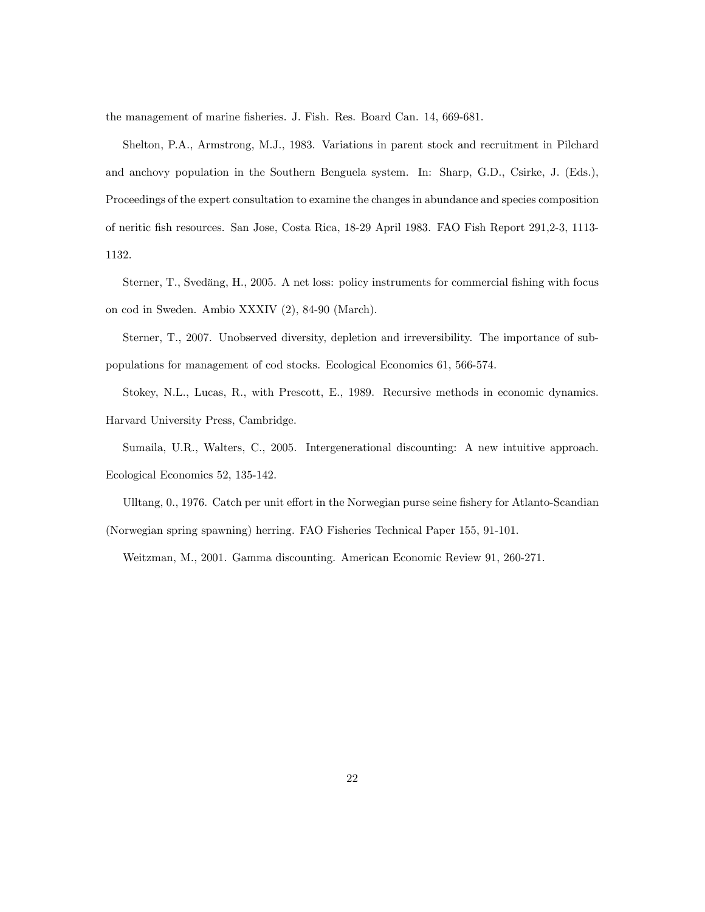the management of marine fisheries. J. Fish. Res. Board Can. 14, 669-681.

Shelton, P.A., Armstrong, M.J., 1983. Variations in parent stock and recruitment in Pilchard and anchovy population in the Southern Benguela system. In: Sharp, G.D., Csirke, J. (Eds.), Proceedings of the expert consultation to examine the changes in abundance and species composition of neritic fish resources. San Jose, Costa Rica, 18-29 April 1983. FAO Fish Report 291,2-3, 1113-1132.

Sterner, T., Svedäng, H., 2005. A net loss: policy instruments for commercial fishing with focus on cod in Sweden. Ambio XXXIV (2), 84-90 (March).

Sterner, T., 2007. Unobserved diversity, depletion and irreversibility. The importance of sub-populations for management of cod stocks. Ecological Economics 61, 566-574.

Stokey, N.L., Lucas, R., with Prescott, E., 1989. Recursive methods in economic dynamics. Harvard University Press, Cambridge.

Sumaila, U.R., Walters, C., 2005. Intergenerational discounting: A new intuitive approach. Ecological Economics 52, 135-142.

Ulltang, 0., 1976. Catch per unit effort in the Norwegian purse seine fishery for Atlanto-Scandian (Norwegian spring spawning) herring. FAO Fisheries Technical Paper 155, 91-101.

Weitzman, M., 2001. Gamma discounting. American Economic Review 91, 260-271.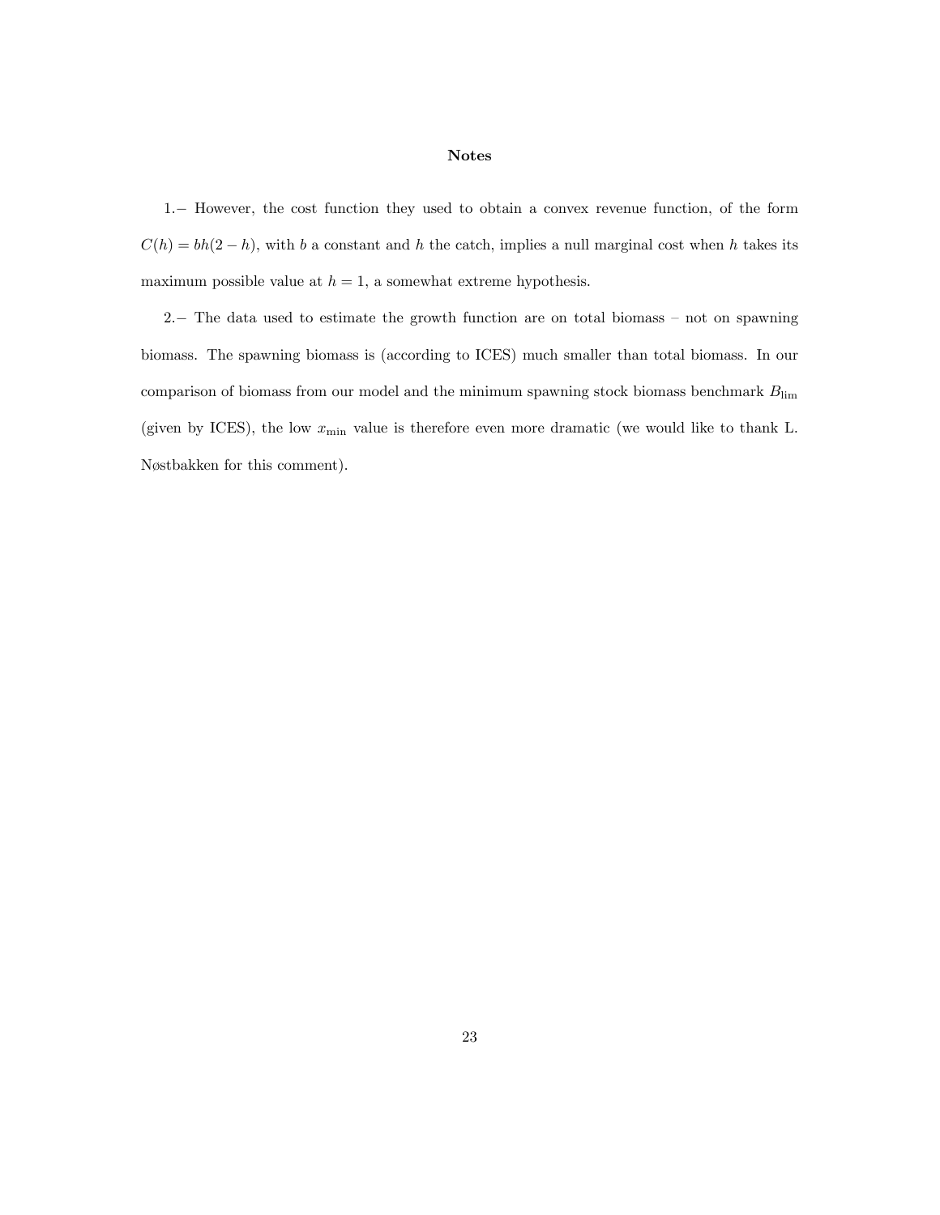### Notes

1.− However, the cost function they used to obtain a convex revenue function, of the form $C(h) = bh(2-h)$, with $b$ a constant and $h$ the catch, implies a null marginal cost when $h$ takes its maximum possible value at $h = 1$, a somewhat extreme hypothesis.

2.− The data used to estimate the growth function are on total biomass – not on spawning biomass. The spawning biomass is (according to ICES) much smaller than total biomass. In our comparison of biomass from our model and the minimum spawning stock biomass benchmark $B_{\text{lim}}$ (given by ICES), the low $x_{\text{min}}$ value is therefore even more dramatic (we would like to thank L. Nøstbakken for this comment).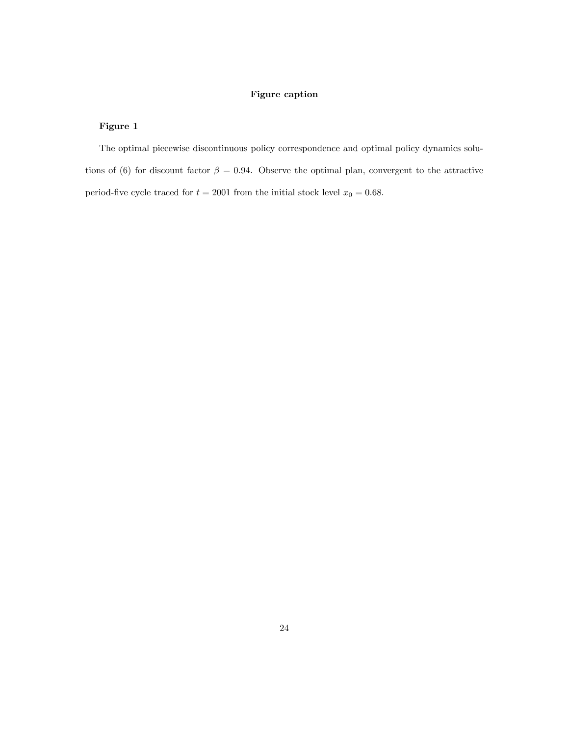## Figure caption

### Figure 1

The optimal piecewise discontinuous policy correspondence and optimal policy dynamics solutions of (6) for discount factor $\beta = 0.94$. Observe the optimal plan, convergent to the attractive period-five cycle traced for $t = 2001$ from the initial stock level $x_0 = 0.68$.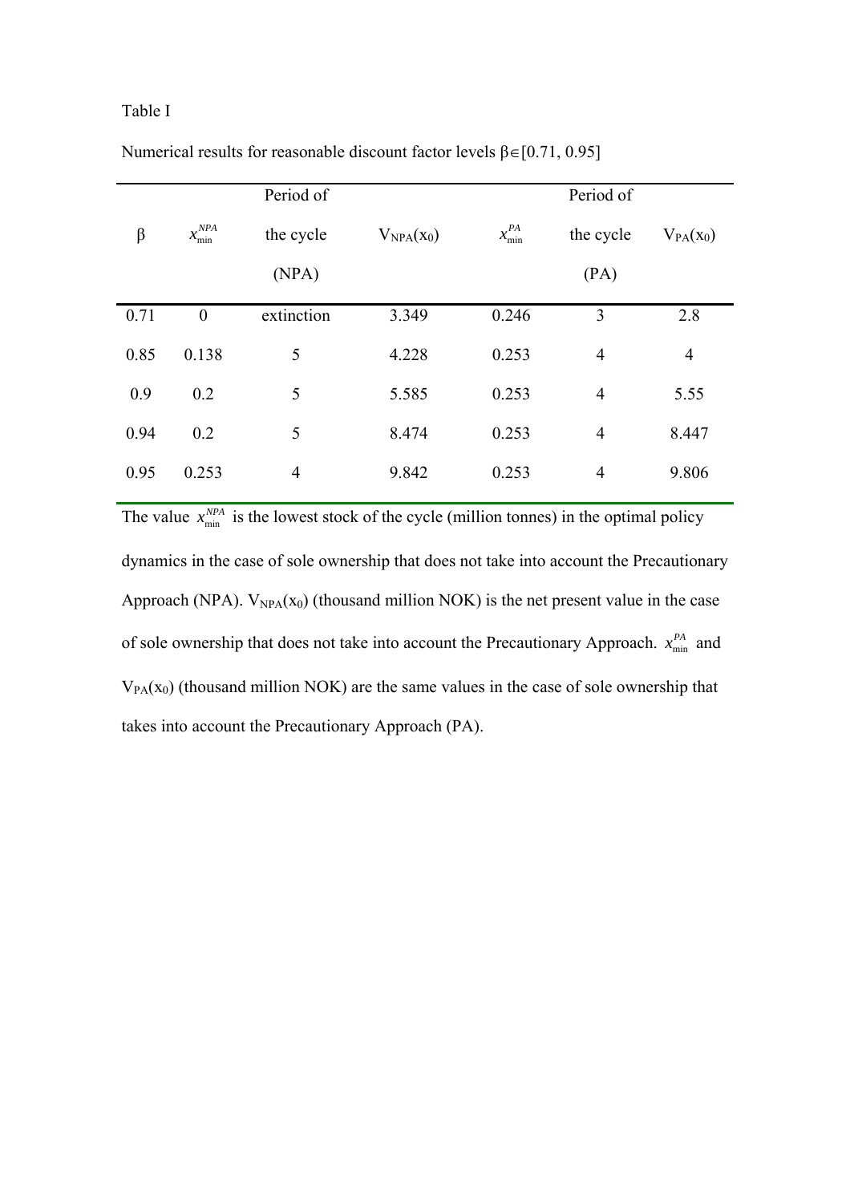Table I

Numerical results for reasonable discount factor levels $\beta \in [0.71, 0.95]$

| $\beta$ | $x_{\min}^{NPA}$ | Period of the cycle (NPA) | $V_{NPA}(x_0)$ | $x_{\min}^{PA}$ | Period of the cycle (PA) | $V_{PA}(x_0)$ |
|---|---|---|---|---|---|---|
| 0.71 | 0 | extinction | 3.349 | 0.246 | 3 | 2.8 |
| 0.85 | 0.138 | 5 | 4.228 | 0.253 | 4 | 4 |
| 0.9 | 0.2 | 5 | 5.585 | 0.253 | 4 | 5.55 |
| 0.94 | 0.2 | 5 | 8.474 | 0.253 | 4 | 8.447 |
| 0.95 | 0.253 | 4 | 9.842 | 0.253 | 4 | 9.806 |

The value $x_{\min}^{NPA}$ is the lowest stock of the cycle (million tonnes) in the optimal policy dynamics in the case of sole ownership that does not take into account the Precautionary Approach (NPA). $V_{NPA}(x_0)$ (thousand million NOK) is the net present value in the case of sole ownership that does not take into account the Precautionary Approach. $x_{\min}^{PA}$ and $V_{PA}(x_0)$ (thousand million NOK) are the same values in the case of sole ownership that takes into account the Precautionary Approach (PA).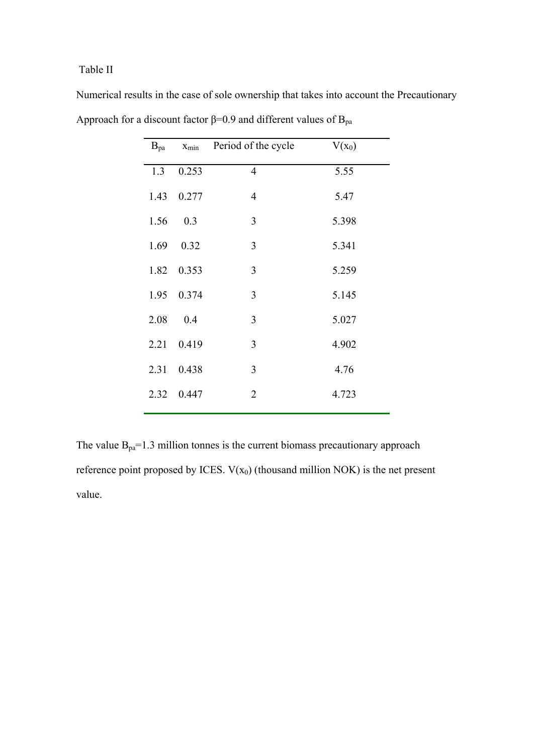Table II

Numerical results in the case of sole ownership that takes into account the Precautionary Approach for a discount factor $\beta$=0.9 and different values of $B_{pa}$

| $B_{pa}$ | $x_{min}$ | Period of the cycle | $V(x_0)$ |
|---|---|---|---|
| 1.3 | 0.253 | 4 | 5.55 |
| 1.43 | 0.277 | 4 | 5.47 |
| 1.56 | 0.3 | 3 | 5.398 |
| 1.69 | 0.32 | 3 | 5.341 |
| 1.82 | 0.353 | 3 | 5.259 |
| 1.95 | 0.374 | 3 | 5.145 |
| 2.08 | 0.4 | 3 | 5.027 |
| 2.21 | 0.419 | 3 | 4.902 |
| 2.31 | 0.438 | 3 | 4.76 |
| 2.32 | 0.447 | 2 | 4.723 |

The value $B_{pa}$=1.3 million tonnes is the current biomass precautionary approach reference point proposed by ICES. $V(x_0)$ (thousand million NOK) is the net present value.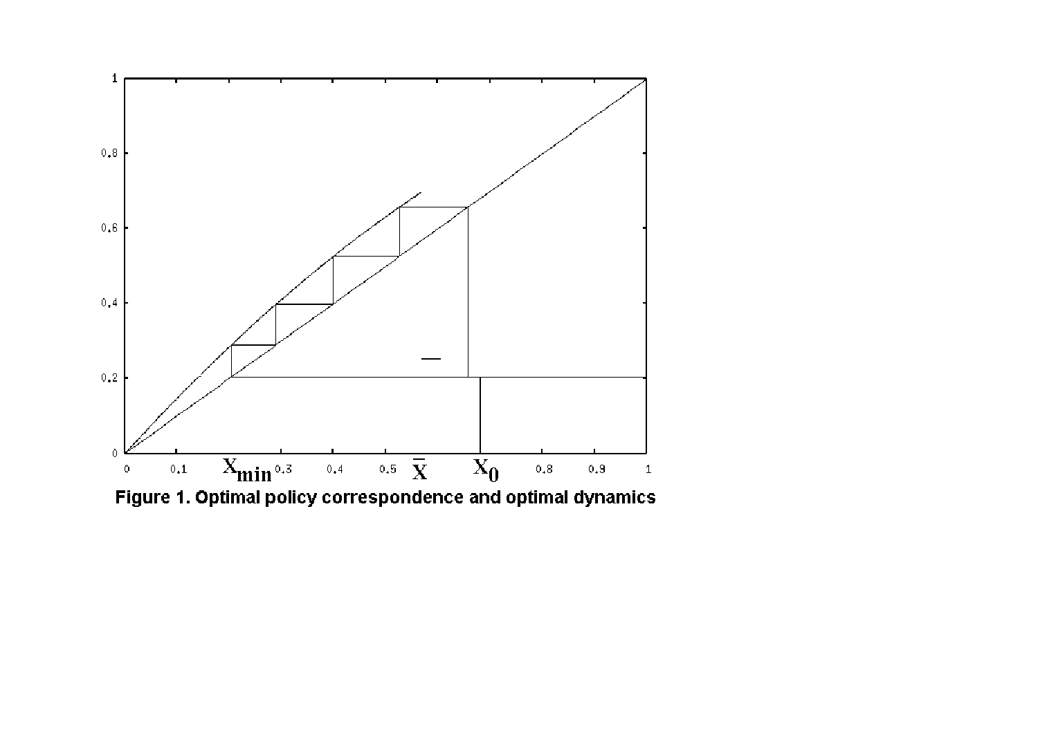1

0.8

0.6

0.4

0.2

0

0 0.1 $X_{min}$ 0.3 0.4 0.5 $\bar{X}$ $X_0$ 0.8 0.9 1

**Figure 1. Optimal policy correspondence and optimal dynamics**